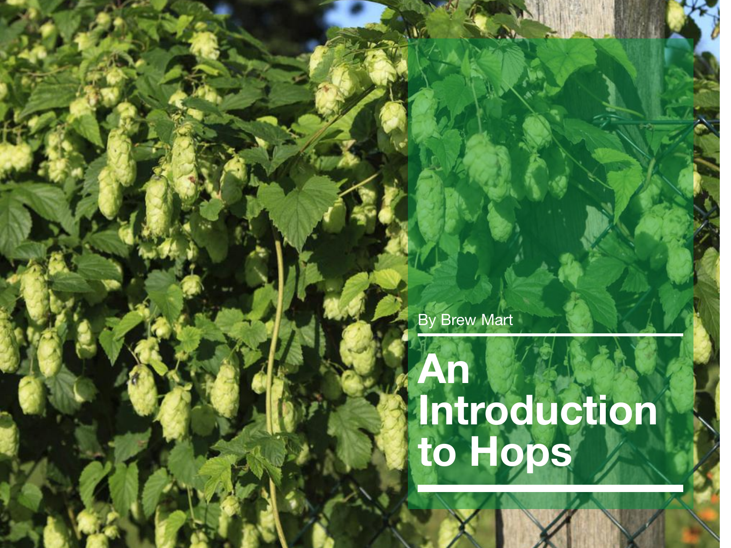By Brew Mart

# An Introduction to Hops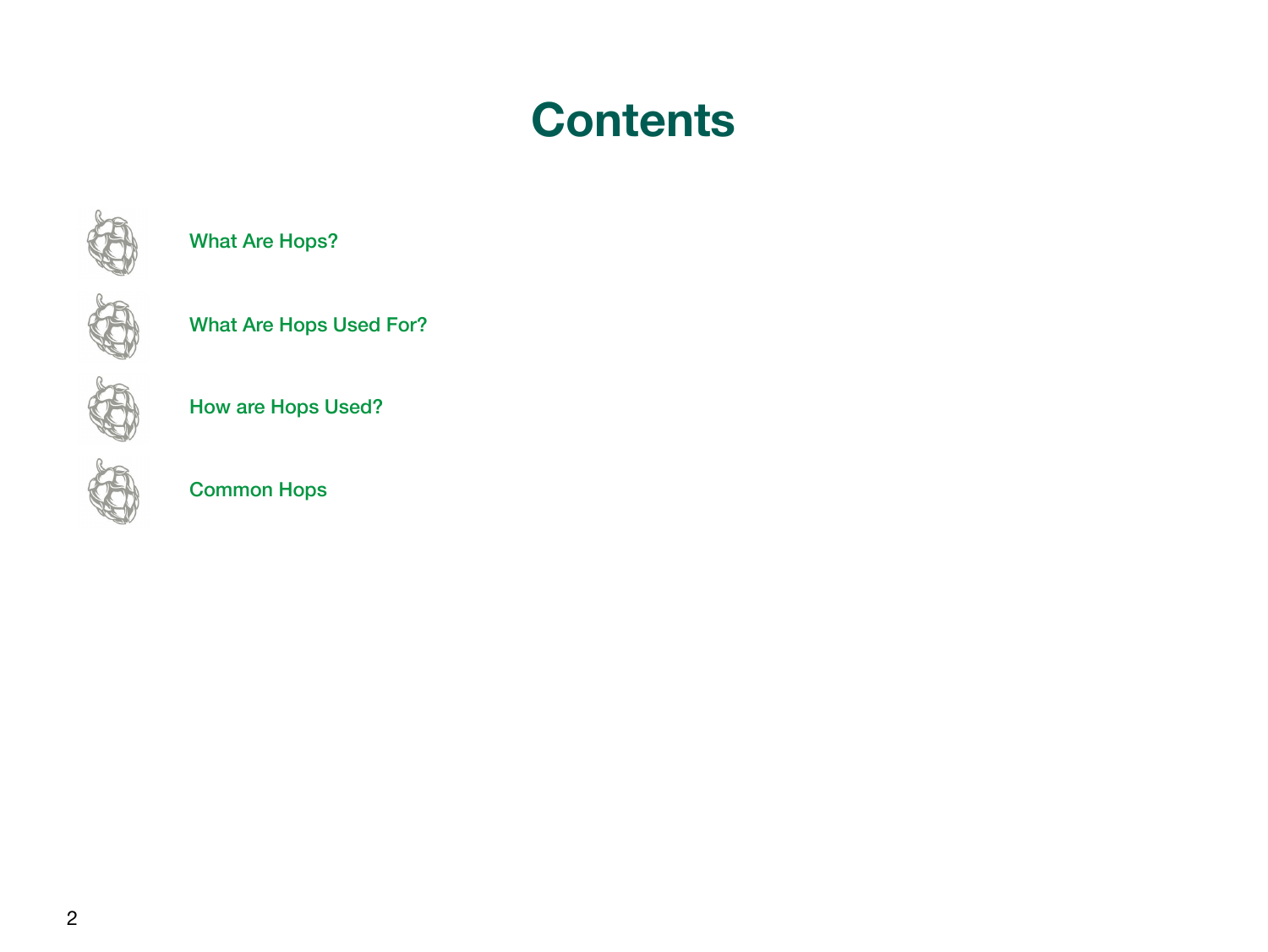# Contents

- What Are Hops?
- What Are Hops Used For?
- How are Hops Used?
- Common Hops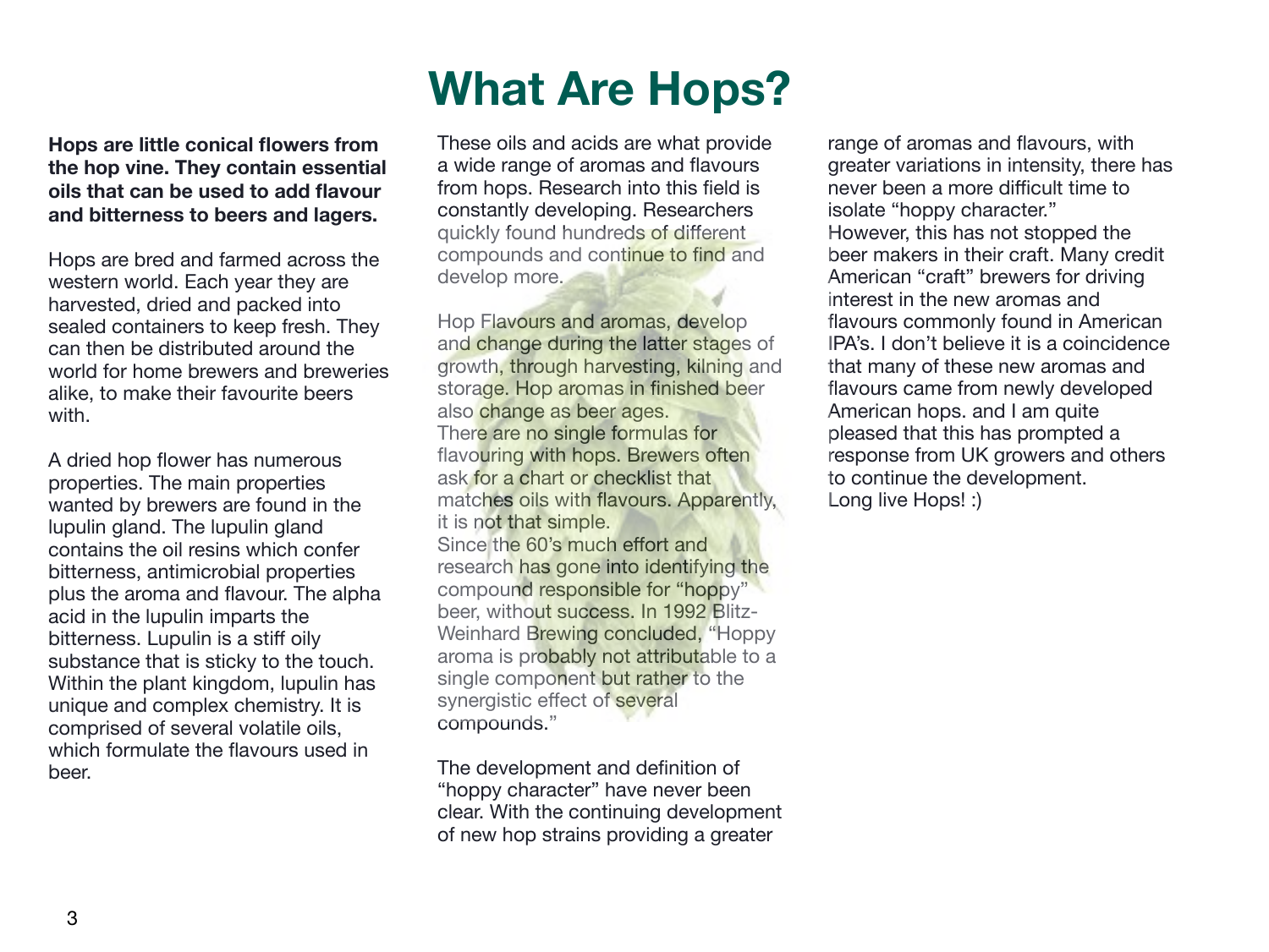# What Are Hops?

**Hops are little conical flowers from the hop vine. They contain essential oils that can be used to add flavour and bitterness to beers and lagers.**

Hops are bred and farmed across the western world. Each year they are harvested, dried and packed into sealed containers to keep fresh. They can then be distributed around the world for home brewers and breweries alike, to make their favourite beers with.

A dried hop flower has numerous properties. The main properties wanted by brewers are found in the lupulin gland. The lupulin gland contains the oil resins which confer bitterness, antimicrobial properties plus the aroma and flavour. The alpha acid in the lupulin imparts the bitterness. Lupulin is a stiff oily substance that is sticky to the touch. Within the plant kingdom, lupulin has unique and complex chemistry. It is comprised of several volatile oils, which formulate the flavours used in beer.

These oils and acids are what provide a wide range of aromas and flavours from hops. Research into this field is constantly developing. Researchers quickly found hundreds of different compounds and continue to find and develop more.

Hop Flavours and aromas, develop and change during the latter stages of growth, through harvesting, kilning and storage. Hop aromas in finished beer also change as beer ages.
There are no single formulas for flavouring with hops. Brewers often ask for a chart or checklist that matches oils with flavours. Apparently, it is not that simple.
Since the 60's much effort and research has gone into identifying the compound responsible for "hoppy" beer, without success. In 1992 Blitz-Weinhard Brewing concluded, "Hoppy aroma is probably not attributable to a single component but rather to the synergistic effect of several compounds."

The development and definition of "hoppy character" have never been clear. With the continuing development of new hop strains providing a greater range of aromas and flavours, with greater variations in intensity, there has never been a more difficult time to isolate "hoppy character."
However, this has not stopped the beer makers in their craft. Many credit American "craft" brewers for driving interest in the new aromas and flavours commonly found in American IPA's. I don't believe it is a coincidence that many of these new aromas and flavours came from newly developed American hops. and I am quite pleased that this has prompted a response from UK growers and others to continue the development.
Long live Hops! :)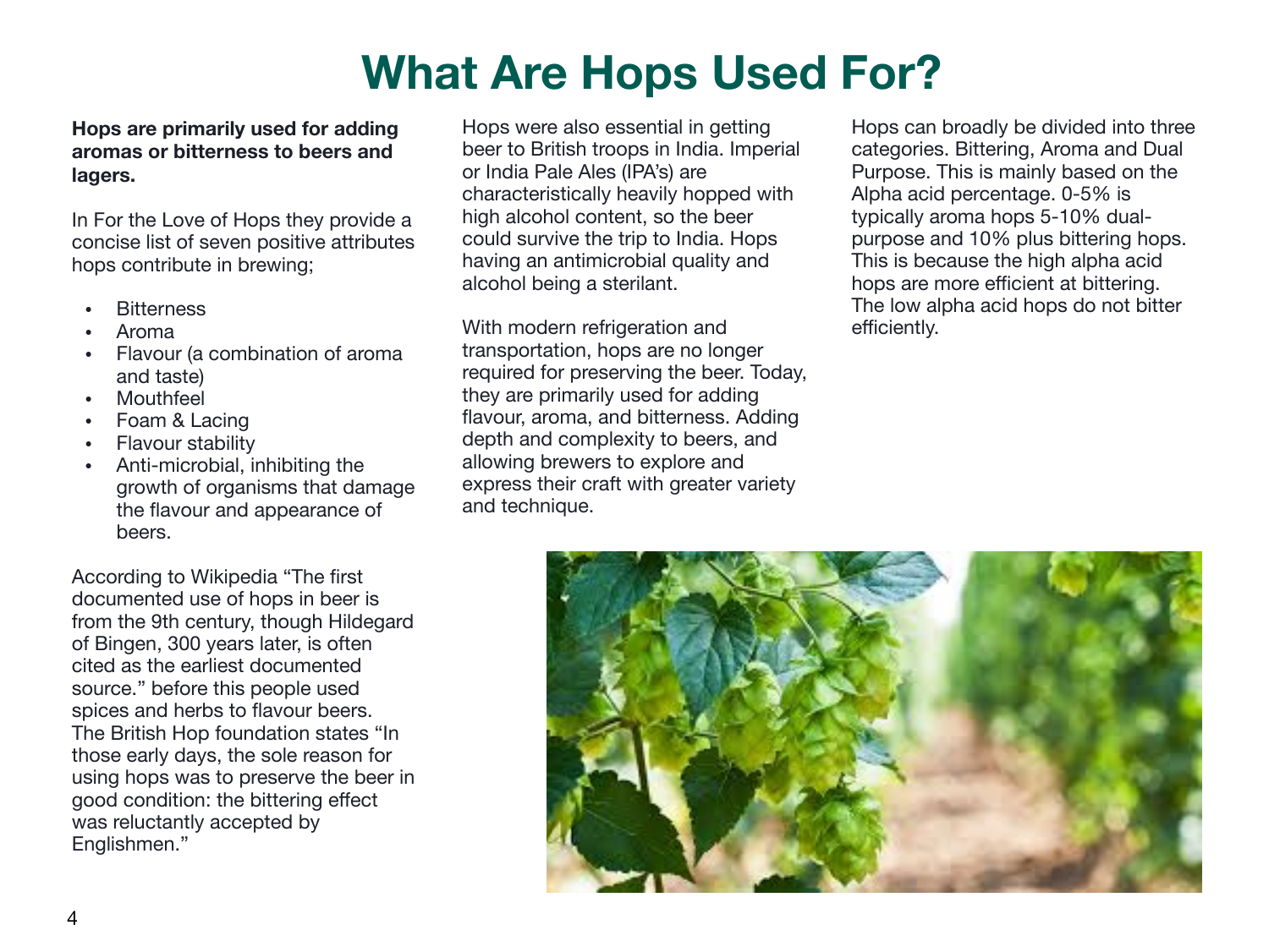# What Are Hops Used For?

**Hops are primarily used for adding aromas or bitterness to beers and lagers.**

In For the Love of Hops they provide a concise list of seven positive attributes hops contribute in brewing;

- Bitterness
- Aroma
- Flavour (a combination of aroma and taste)
- Mouthfeel
- Foam & Lacing
- Flavour stability
- Anti-microbial, inhibiting the growth of organisms that damage the flavour and appearance of beers.

According to Wikipedia “The first documented use of hops in beer is from the 9th century, though Hildegard of Bingen, 300 years later, is often cited as the earliest documented source.” before this people used spices and herbs to flavour beers. The British Hop foundation states “In those early days, the sole reason for using hops was to preserve the beer in good condition: the bittering effect was reluctantly accepted by Englishmen.”

Hops were also essential in getting beer to British troops in India. Imperial or India Pale Ales (IPA’s) are characteristically heavily hopped with high alcohol content, so the beer could survive the trip to India. Hops having an antimicrobial quality and alcohol being a sterilant.

With modern refrigeration and transportation, hops are no longer required for preserving the beer. Today, they are primarily used for adding flavour, aroma, and bitterness. Adding depth and complexity to beers, and allowing brewers to explore and express their craft with greater variety and technique.

Hops can broadly be divided into three categories. Bittering, Aroma and Dual Purpose. This is mainly based on the Alpha acid percentage. 0-5% is typically aroma hops 5-10% dual-purpose and 10% plus bittering hops. This is because the high alpha acid hops are more efficient at bittering. The low alpha acid hops do not bitter efficiently.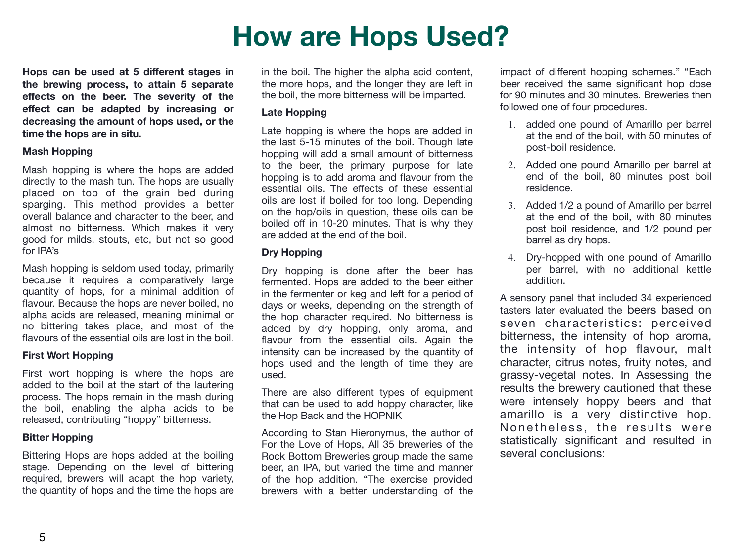# How are Hops Used?

**Hops can be used at 5 different stages in the brewing process, to attain 5 separate effects on the beer. The severity of the effect can be adapted by increasing or decreasing the amount of hops used, or the time the hops are in situ.**

### Mash Hopping

Mash hopping is where the hops are added directly to the mash tun. The hops are usually placed on top of the grain bed during sparging. This method provides a better overall balance and character to the beer, and almost no bitterness. Which makes it very good for milds, stouts, etc, but not so good for IPA's

Mash hopping is seldom used today, primarily because it requires a comparatively large quantity of hops, for a minimal addition of flavour. Because the hops are never boiled, no alpha acids are released, meaning minimal or no bittering takes place, and most of the flavours of the essential oils are lost in the boil.

### First Wort Hopping

First wort hopping is where the hops are added to the boil at the start of the lautering process. The hops remain in the mash during the boil, enabling the alpha acids to be released, contributing "hoppy" bitterness.

### Bitter Hopping

Bittering Hops are hops added at the boiling stage. Depending on the level of bittering required, brewers will adapt the hop variety, the quantity of hops and the time the hops are in the boil. The higher the alpha acid content, the more hops, and the longer they are left in the boil, the more bitterness will be imparted.

### Late Hopping

Late hopping is where the hops are added in the last 5-15 minutes of the boil. Though late hopping will add a small amount of bitterness to the beer, the primary purpose for late hopping is to add aroma and flavour from the essential oils. The effects of these essential oils are lost if boiled for too long. Depending on the hop/oils in question, these oils can be boiled off in 10-20 minutes. That is why they are added at the end of the boil.

### Dry Hopping

Dry hopping is done after the beer has fermented. Hops are added to the beer either in the fermenter or keg and left for a period of days or weeks, depending on the strength of the hop character required. No bitterness is added by dry hopping, only aroma, and flavour from the essential oils. Again the intensity can be increased by the quantity of hops used and the length of time they are used.

There are also different types of equipment that can be used to add hoppy character, like the Hop Back and the HOPNIK

According to Stan Hieronymus, the author of For the Love of Hops, All 35 breweries of the Rock Bottom Breweries group made the same beer, an IPA, but varied the time and manner of the hop addition. "The exercise provided brewers with a better understanding of the impact of different hopping schemes." "Each beer received the same significant hop dose for 90 minutes and 30 minutes. Breweries then followed one of four procedures.

1. added one pound of Amarillo per barrel at the end of the boil, with 50 minutes of post-boil residence.
2. Added one pound Amarillo per barrel at end of the boil, 80 minutes post boil residence.
3. Added 1/2 a pound of Amarillo per barrel at the end of the boil, with 80 minutes post boil residence, and 1/2 pound per barrel as dry hops.
4. Dry-hopped with one pound of Amarillo per barrel, with no additional kettle addition.

A sensory panel that included 34 experienced tasters later evaluated the beers based on seven characteristics: perceived bitterness, the intensity of hop aroma, the intensity of hop flavour, malt character, citrus notes, fruity notes, and grassy-vegetal notes. In Assessing the results the brewery cautioned that these were intensely hoppy beers and that amarillo is a very distinctive hop. Nonetheless, the results were statistically significant and resulted in several conclusions: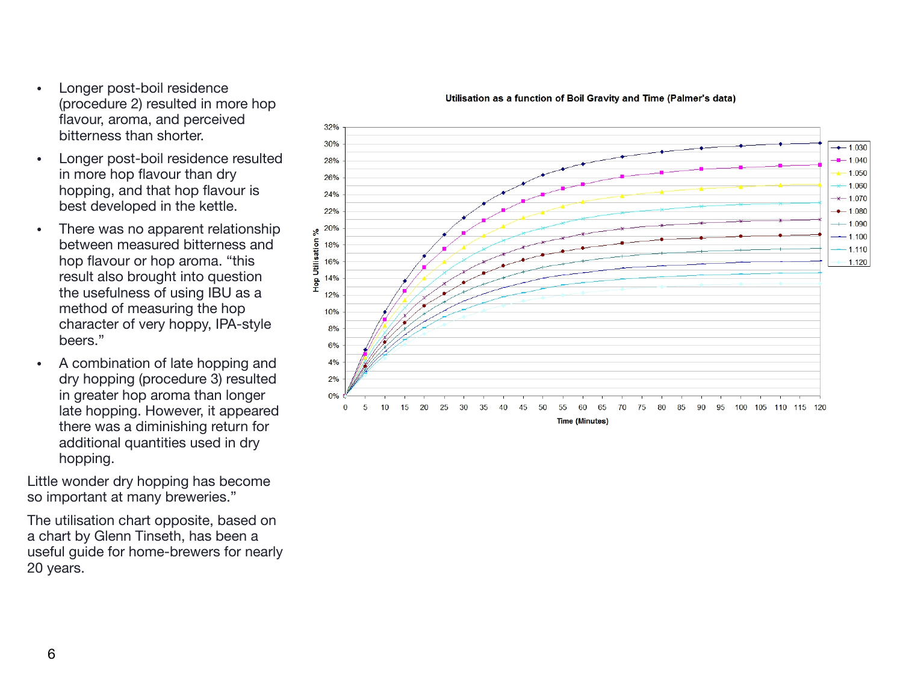- Longer post-boil residence (procedure 2) resulted in more hop flavour, aroma, and perceived bitterness than shorter.
- Longer post-boil residence resulted in more hop flavour than dry hopping, and that hop flavour is best developed in the kettle.
- There was no apparent relationship between measured bitterness and hop flavour or hop aroma. "this result also brought into question the usefulness of using IBU as a method of measuring the hop character of very hoppy, IPA-style beers."
- A combination of late hopping and dry hopping (procedure 3) resulted in greater hop aroma than longer late hopping. However, it appeared there was a diminishing return for additional quantities used in dry hopping.

Little wonder dry hopping has become so important at many breweries."

The utilisation chart opposite, based on a chart by Glenn Tinseth, has been a useful guide for home-brewers for nearly 20 years.

**Utilisation as a function of Boil Gravity and Time (Palmer's data)**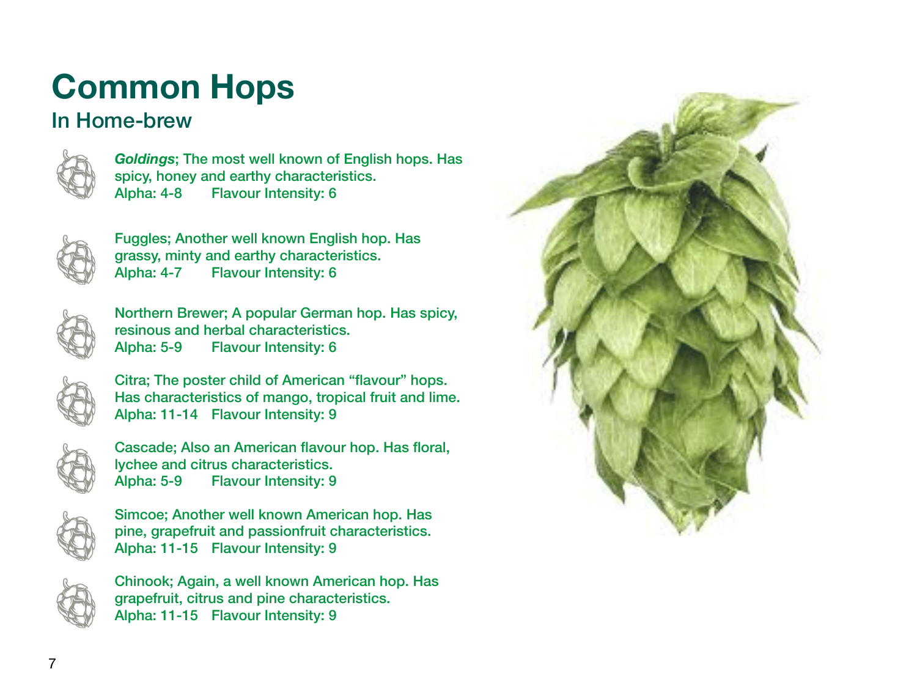# Common Hops

## In Home-brew

***Goldings***; The most well known of English hops. Has spicy, honey and earthy characteristics.
Alpha: 4-8 Flavour Intensity: 6

Fuggles; Another well known English hop. Has grassy, minty and earthy characteristics.
Alpha: 4-7 Flavour Intensity: 6

Northern Brewer; A popular German hop. Has spicy, resinous and herbal characteristics.
Alpha: 5-9 Flavour Intensity: 6

Citra; The poster child of American "flavour" hops. Has characteristics of mango, tropical fruit and lime.
Alpha: 11-14 Flavour Intensity: 9

Cascade; Also an American flavour hop. Has floral, lychee and citrus characteristics.
Alpha: 5-9 Flavour Intensity: 9

Simcoe; Another well known American hop. Has pine, grapefruit and passionfruit characteristics.
Alpha: 11-15 Flavour Intensity: 9

Chinook; Again, a well known American hop. Has grapefruit, citrus and pine characteristics.
Alpha: 11-15 Flavour Intensity: 9